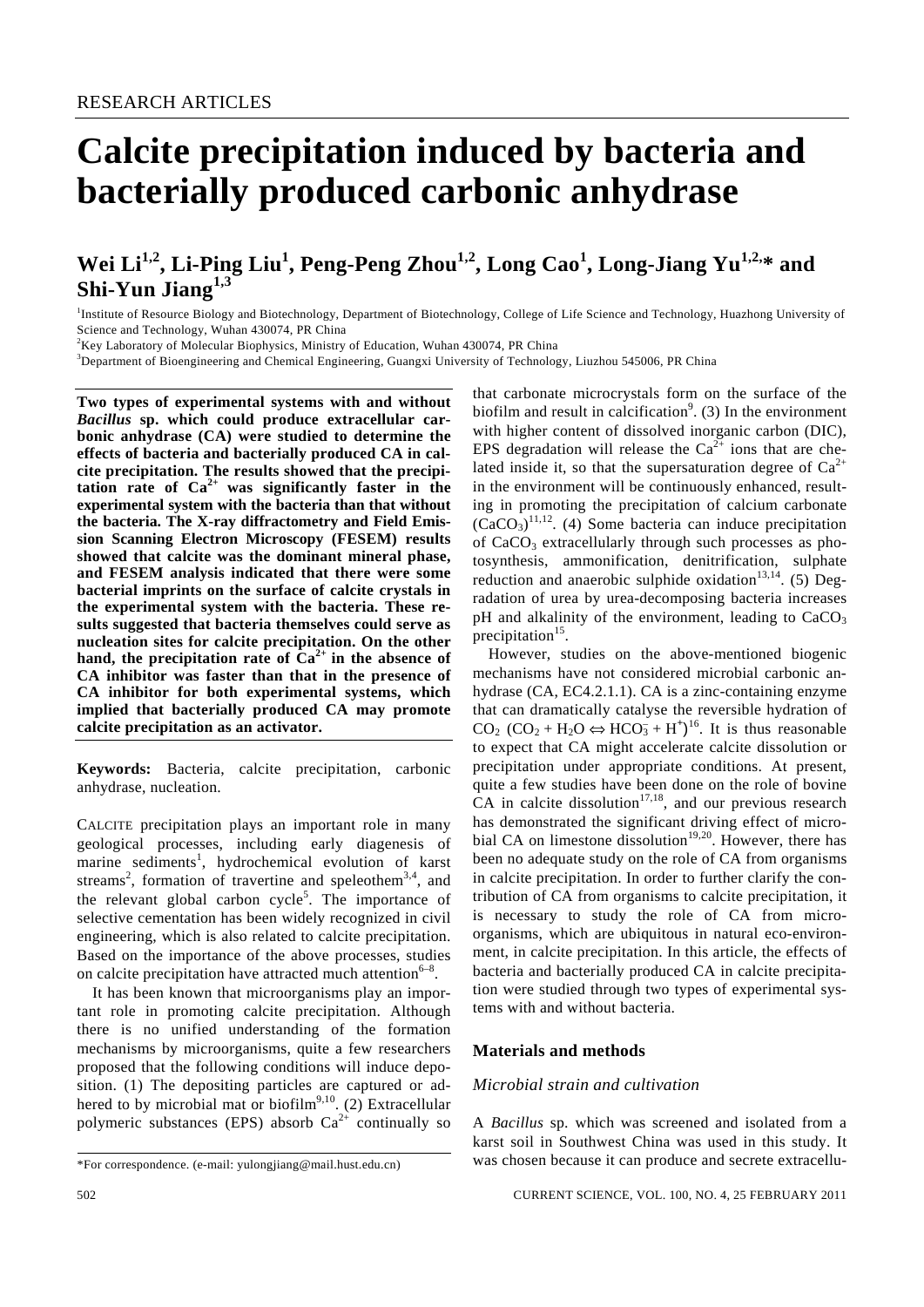RESEARCH ARTICLES

# Calcite precipitation induced by bacteria and bacterially produced carbonic anhydrase

**Wei Li[1,2], Li-Ping Liu[1], Peng-Peng Zhou[1,2], Long Cao[1], Long-Jiang Yu[1,2,*] and Shi-Yun Jiang[1,3]**

[1]Institute of Resource Biology and Biotechnology, Department of Biotechnology, College of Life Science and Technology, Huazhong University of Science and Technology, Wuhan 430074, PR China

[2]Key Laboratory of Molecular Biophysics, Ministry of Education, Wuhan 430074, PR China

[3]Department of Bioengineering and Chemical Engineering, Guangxi University of Technology, Liuzhou 545006, PR China

**Two types of experimental systems with and without *Bacillus* sp. which could produce extracellular carbonic anhydrase (CA) were studied to determine the effects of bacteria and bacterially produced CA in calcite precipitation. The results showed that the precipitation rate of $Ca^{2+}$ was significantly faster in the experimental system with the bacteria than that without the bacteria. The X-ray diffractometry and Field Emission Scanning Electron Microscopy (FESEM) results showed that calcite was the dominant mineral phase, and FESEM analysis indicated that there were some bacterial imprints on the surface of calcite crystals in the experimental system with the bacteria. These results suggested that bacteria themselves could serve as nucleation sites for calcite precipitation. On the other hand, the precipitation rate of $Ca^{2+}$ in the absence of CA inhibitor was faster than that in the presence of CA inhibitor for both experimental systems, which implied that bacterially produced CA may promote calcite precipitation as an activator.**

**Keywords:** Bacteria, calcite precipitation, carbonic anhydrase, nucleation.

CALCITE precipitation plays an important role in many geological processes, including early diagenesis of marine sediments[1], hydrochemical evolution of karst streams[2], formation of travertine and speleothem[3,4], and the relevant global carbon cycle[5]. The importance of selective cementation has been widely recognized in civil engineering, which is also related to calcite precipitation. Based on the importance of the above processes, studies on calcite precipitation have attracted much attention[6–8].

It has been known that microorganisms play an important role in promoting calcite precipitation. Although there is no unified understanding of the formation mechanisms by microorganisms, quite a few researchers proposed that the following conditions will induce deposition. (1) The depositing particles are captured or adhered to by microbial mat or biofilm[9,10]. (2) Extracellular polymeric substances (EPS) absorb $Ca^{2+}$ continually so that carbonate microcrystals form on the surface of the biofilm and result in calcification[9]. (3) In the environment with higher content of dissolved inorganic carbon (DIC), EPS degradation will release the $Ca^{2+}$ ions that are chelated inside it, so that the supersaturation degree of $Ca^{2+}$ in the environment will be continuously enhanced, resulting in promoting the precipitation of calcium carbonate ($CaCO_3$)[11,12]. (4) Some bacteria can induce precipitation of $CaCO_3$ extracellularly through such processes as photosynthesis, ammonification, denitrification, sulphate reduction and anaerobic sulphide oxidation[13,14]. (5) Degradation of urea by urea-decomposing bacteria increases pH and alkalinity of the environment, leading to $CaCO_3$ precipitation[15].

However, studies on the above-mentioned biogenic mechanisms have not considered microbial carbonic anhydrase (CA, EC4.2.1.1). CA is a zinc-containing enzyme that can dramatically catalyse the reversible hydration of $CO_2$ ($CO_2 + H_2O \Leftrightarrow HCO_3^- + H^+$)[16]. It is thus reasonable to expect that CA might accelerate calcite dissolution or precipitation under appropriate conditions. At present, quite a few studies have been done on the role of bovine CA in calcite dissolution[17,18], and our previous research has demonstrated the significant driving effect of microbial CA on limestone dissolution[19,20]. However, there has been no adequate study on the role of CA from organisms in calcite precipitation. In order to further clarify the contribution of CA from organisms to calcite precipitation, it is necessary to study the role of CA from microorganisms, which are ubiquitous in natural eco-environment, in calcite precipitation. In this article, the effects of bacteria and bacterially produced CA in calcite precipitation were studied through two types of experimental systems with and without bacteria.

## Materials and methods

### *Microbial strain and cultivation*

A *Bacillus* sp. which was screened and isolated from a karst soil in Southwest China was used in this study. It was chosen because it can produce and secrete extracellu-

*For correspondence. (e-mail: yulongjiang@mail.hust.edu.cn)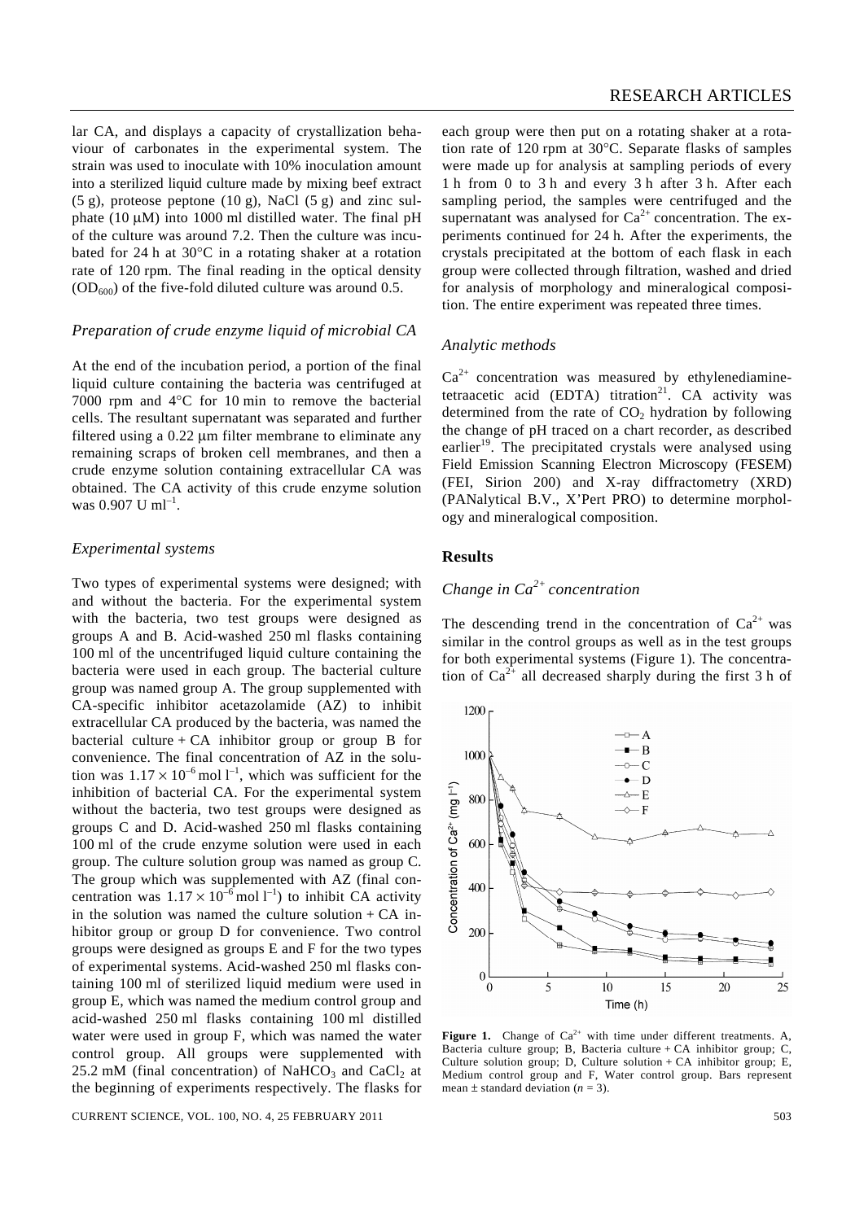lar CA, and displays a capacity of crystallization behaviour of carbonates in the experimental system. The strain was used to inoculate with 10% inoculation amount into a sterilized liquid culture made by mixing beef extract (5 g), proteose peptone (10 g), NaCl (5 g) and zinc sulphate (10 μM) into 1000 ml distilled water. The final pH of the culture was around 7.2. Then the culture was incubated for 24 h at 30°C in a rotating shaker at a rotation rate of 120 rpm. The final reading in the optical density ($OD_{600}$) of the five-fold diluted culture was around 0.5.

### *Preparation of crude enzyme liquid of microbial CA*

At the end of the incubation period, a portion of the final liquid culture containing the bacteria was centrifuged at 7000 rpm and 4°C for 10 min to remove the bacterial cells. The resultant supernatant was separated and further filtered using a 0.22 μm filter membrane to eliminate any remaining scraps of broken cell membranes, and then a crude enzyme solution containing extracellular CA was obtained. The CA activity of this crude enzyme solution was 0.907 U $ml^{-1}$.

### *Experimental systems*

Two types of experimental systems were designed; with and without the bacteria. For the experimental system with the bacteria, two test groups were designed as groups A and B. Acid-washed 250 ml flasks containing 100 ml of the uncentrifuged liquid culture containing the bacteria were used in each group. The bacterial culture group was named group A. The group supplemented with CA-specific inhibitor acetazolamide (AZ) to inhibit extracellular CA produced by the bacteria, was named the bacterial culture + CA inhibitor group or group B for convenience. The final concentration of AZ in the solution was $1.17 \times 10^{-6}$ mol $l^{-1}$, which was sufficient for the inhibition of bacterial CA. For the experimental system without the bacteria, two test groups were designed as groups C and D. Acid-washed 250 ml flasks containing 100 ml of the crude enzyme solution were used in each group. The culture solution group was named as group C. The group which was supplemented with AZ (final concentration was $1.17 \times 10^{-6}$ mol $l^{-1}$) to inhibit CA activity in the solution was named the culture solution + CA inhibitor group or group D for convenience. Two control groups were designed as groups E and F for the two types of experimental systems. Acid-washed 250 ml flasks containing 100 ml of sterilized liquid medium were used in group E, which was named the medium control group and acid-washed 250 ml flasks containing 100 ml distilled water were used in group F, which was named the water control group. All groups were supplemented with 25.2 mM (final concentration) of $NaHCO_3$ and $CaCl_2$ at the beginning of experiments respectively. The flasks for each group were then put on a rotating shaker at a rotation rate of 120 rpm at 30°C. Separate flasks of samples were made up for analysis at sampling periods of every 1 h from 0 to 3 h and every 3 h after 3 h. After each sampling period, the samples were centrifuged and the supernatant was analysed for $Ca^{2+}$ concentration. The experiments continued for 24 h. After the experiments, the crystals precipitated at the bottom of each flask in each group were collected through filtration, washed and dried for analysis of morphology and mineralogical composition. The entire experiment was repeated three times.

### *Analytic methods*

$Ca^{2+}$ concentration was measured by ethylenediaminetetraacetic acid (EDTA) titration[21]. CA activity was determined from the rate of $CO_2$ hydration by following the change of pH traced on a chart recorder, as described earlier[19]. The precipitated crystals were analysed using Field Emission Scanning Electron Microscopy (FESEM) (FEI, Sirion 200) and X-ray diffractometry (XRD) (PANalytical B.V., X'Pert PRO) to determine morphology and mineralogical composition.

## **Results**

### *Change in $Ca^{2+}$ concentration*

The descending trend in the concentration of $Ca^{2+}$ was similar in the control groups as well as in the test groups for both experimental systems (Figure 1). The concentration of $Ca^{2+}$ all decreased sharply during the first 3 h of

Concentration of $Ca^{2+}$ (mg $l^{-1}$)
1200
1000
800
600
400
200
0
0 5 10 15 20 25
Time (h)
A
B
C
D
E
F

**Figure 1.** Change of $Ca^{2+}$ with time under different treatments. A, Bacteria culture group; B, Bacteria culture + CA inhibitor group; C, Culture solution group; D, Culture solution + CA inhibitor group; E, Medium control group and F, Water control group. Bars represent mean ± standard deviation ($n$ = 3).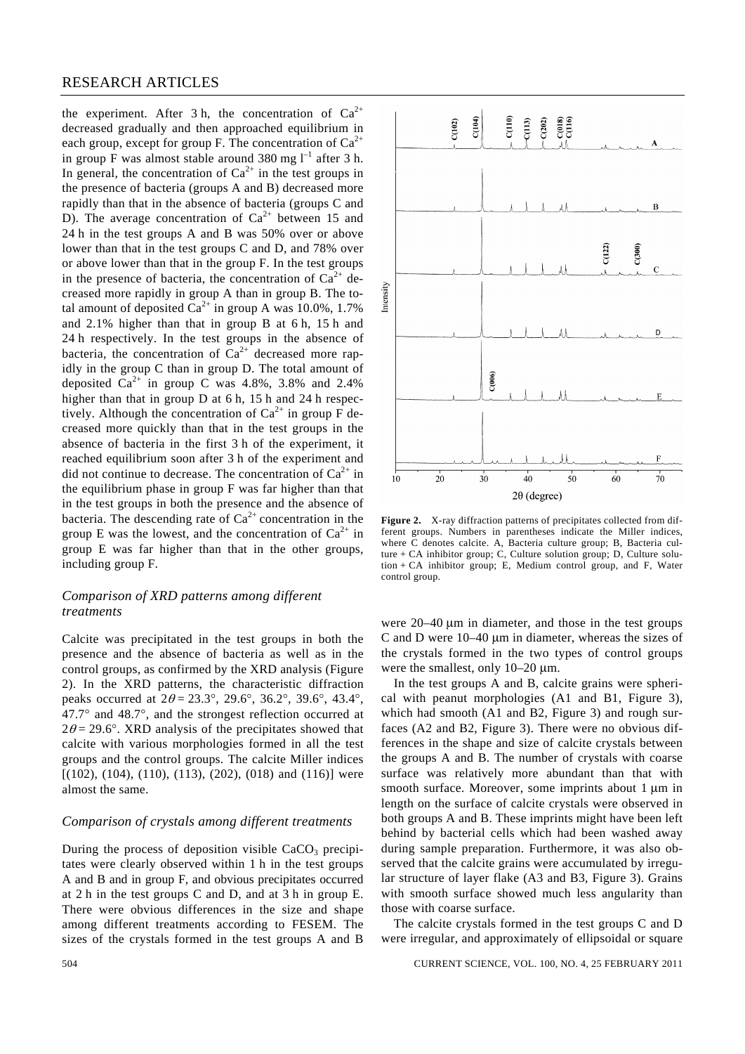the experiment. After 3 h, the concentration of $Ca^{2+}$ decreased gradually and then approached equilibrium in each group, except for group F. The concentration of $Ca^{2+}$ in group F was almost stable around 380 mg $l^{-1}$ after 3 h. In general, the concentration of $Ca^{2+}$ in the test groups in the presence of bacteria (groups A and B) decreased more rapidly than that in the absence of bacteria (groups C and D). The average concentration of $Ca^{2+}$ between 15 and 24 h in the test groups A and B was 50% over or above lower than that in the test groups C and D, and 78% over or above lower than that in the group F. In the test groups in the presence of bacteria, the concentration of $Ca^{2+}$ decreased more rapidly in group A than in group B. The total amount of deposited $Ca^{2+}$ in group A was 10.0%, 1.7% and 2.1% higher than that in group B at 6 h, 15 h and 24 h respectively. In the test groups in the absence of bacteria, the concentration of $Ca^{2+}$ decreased more rapidly in the group C than in group D. The total amount of deposited $Ca^{2+}$ in group C was 4.8%, 3.8% and 2.4% higher than that in group D at 6 h, 15 h and 24 h respectively. Although the concentration of $Ca^{2+}$ in group F decreased more quickly than that in the test groups in the absence of bacteria in the first 3 h of the experiment, it reached equilibrium soon after 3 h of the experiment and did not continue to decrease. The concentration of $Ca^{2+}$ in the equilibrium phase in group F was far higher than that in the test groups in both the presence and the absence of bacteria. The descending rate of $Ca^{2+}$ concentration in the group E was the lowest, and the concentration of $Ca^{2+}$ in group E was far higher than that in the other groups, including group F.

### *Comparison of XRD patterns among different treatments*

Calcite was precipitated in the test groups in both the presence and the absence of bacteria as well as in the control groups, as confirmed by the XRD analysis (Figure 2). In the XRD patterns, the characteristic diffraction peaks occurred at $2\theta = 23.3°$, 29.6°, 36.2°, 39.6°, 43.4°, 47.7° and 48.7°, and the strongest reflection occurred at $2\theta = 29.6°$. XRD analysis of the precipitates showed that calcite with various morphologies formed in all the test groups and the control groups. The calcite Miller indices [(102), (104), (110), (113), (202), (018) and (116)] were almost the same.

### *Comparison of crystals among different treatments*

During the process of deposition visible $CaCO_3$ precipitates were clearly observed within 1 h in the test groups A and B and in group F, and obvious precipitates occurred at 2 h in the test groups C and D, and at 3 h in group E. There were obvious differences in the size and shape among different treatments according to FESEM. The sizes of the crystals formed in the test groups A and B were 20–40 μm in diameter, and those in the test groups C and D were 10–40 μm in diameter, whereas the sizes of the crystals formed in the two types of control groups were the smallest, only 10–20 μm.

C(102) C(104) C(110) C(113) C(202) C(018) C(116) A

B

C(122) C(300) C

D

C(006) E

F

Intensity

10 20 30 40 50 60 70

2θ (degree)

**Figure 2.** X-ray diffraction patterns of precipitates collected from different groups. Numbers in parentheses indicate the Miller indices, where C denotes calcite. A, Bacteria culture group; B, Bacteria culture + CA inhibitor group; C, Culture solution group; D, Culture solution + CA inhibitor group; E, Medium control group, and F, Water control group.

In the test groups A and B, calcite grains were spherical with peanut morphologies (A1 and B1, Figure 3), which had smooth (A1 and B2, Figure 3) and rough surfaces (A2 and B2, Figure 3). There were no obvious differences in the shape and size of calcite crystals between the groups A and B. The number of crystals with coarse surface was relatively more abundant than that with smooth surface. Moreover, some imprints about 1 μm in length on the surface of calcite crystals were observed in both groups A and B. These imprints might have been left behind by bacterial cells which had been washed away during sample preparation. Furthermore, it was also observed that the calcite grains were accumulated by irregular structure of layer flake (A3 and B3, Figure 3). Grains with smooth surface showed much less angularity than those with coarse surface.

The calcite crystals formed in the test groups C and D were irregular, and approximately of ellipsoidal or square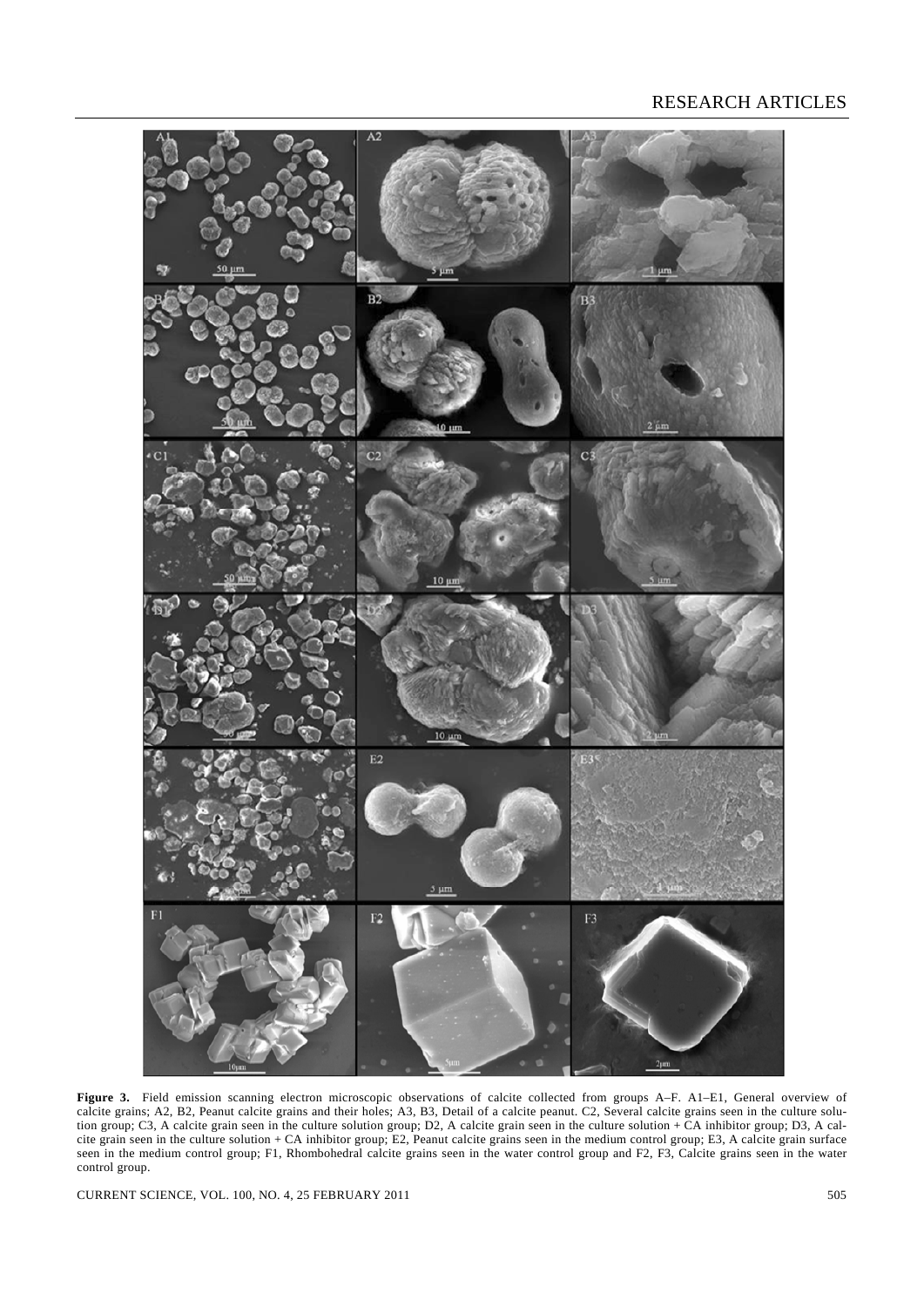**Figure 3.** Field emission scanning electron microscopic observations of calcite collected from groups A–F. A1–E1, General overview of calcite grains; A2, B2, Peanut calcite grains and their holes; A3, B3, Detail of a calcite peanut. C2, Several calcite grains seen in the culture solution group; C3, A calcite grain seen in the culture solution group; D2, A calcite grain seen in the culture solution + CA inhibitor group; D3, A calcite grain seen in the culture solution + CA inhibitor group; E2, Peanut calcite grains seen in the medium control group; E3, A calcite grain surface seen in the medium control group; F1, Rhombohedral calcite grains seen in the water control group and F2, F3, Calcite grains seen in the water control group.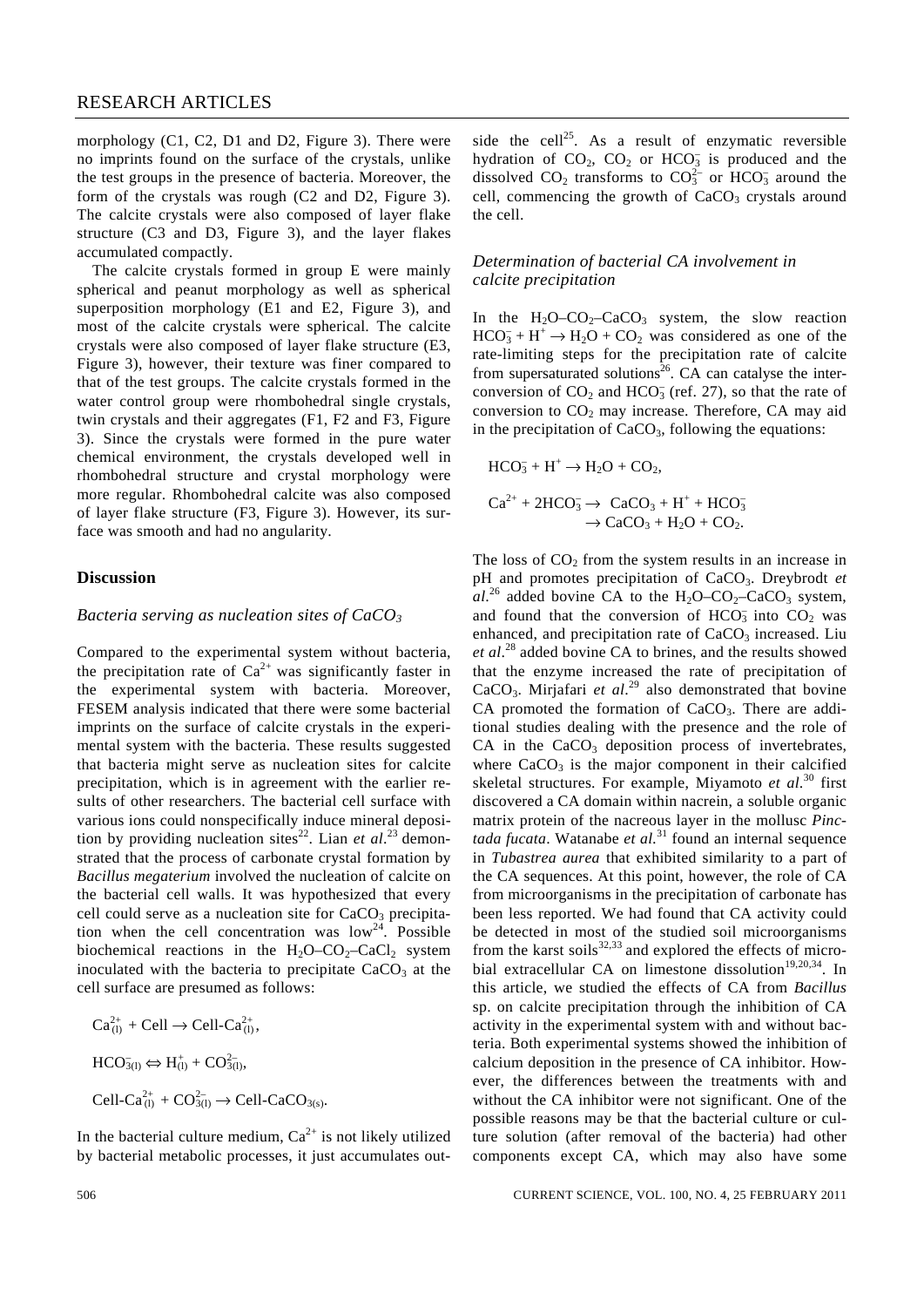morphology (C1, C2, D1 and D2, Figure 3). There were no imprints found on the surface of the crystals, unlike the test groups in the presence of bacteria. Moreover, the form of the crystals was rough (C2 and D2, Figure 3). The calcite crystals were also composed of layer flake structure (C3 and D3, Figure 3), and the layer flakes accumulated compactly.

The calcite crystals formed in group E were mainly spherical and peanut morphology as well as spherical superposition morphology (E1 and E2, Figure 3), and most of the calcite crystals were spherical. The calcite crystals were also composed of layer flake structure (E3, Figure 3), however, their texture was finer compared to that of the test groups. The calcite crystals formed in the water control group were rhombohedral single crystals, twin crystals and their aggregates (F1, F2 and F3, Figure 3). Since the crystals were formed in the pure water chemical environment, the crystals developed well in rhombohedral structure and crystal morphology were more regular. Rhombohedral calcite was also composed of layer flake structure (F3, Figure 3). However, its surface was smooth and had no angularity.

## Discussion

### *Bacteria serving as nucleation sites of $CaCO_3$*

Compared to the experimental system without bacteria, the precipitation rate of $Ca^{2+}$ was significantly faster in the experimental system with bacteria. Moreover, FESEM analysis indicated that there were some bacterial imprints on the surface of calcite crystals in the experimental system with the bacteria. These results suggested that bacteria might serve as nucleation sites for calcite precipitation, which is in agreement with the earlier results of other researchers. The bacterial cell surface with various ions could nonspecifically induce mineral deposition by providing nucleation sites[22]. Lian *et al.*[23] demonstrated that the process of carbonate crystal formation by *Bacillus megaterium* involved the nucleation of calcite on the bacterial cell walls. It was hypothesized that every cell could serve as a nucleation site for $CaCO_3$ precipitation when the cell concentration was low[24]. Possible biochemical reactions in the $H_2O$–$CO_2$–$CaCl_2$ system inoculated with the bacteria to precipitate $CaCO_3$ at the cell surface are presumed as follows:

$$Ca^{2+}_{(l)} + \text{Cell} \rightarrow \text{Cell-}Ca^{2+}_{(l)},$$

$$HCO^{-}_{3(l)} \Leftrightarrow H^{+}_{(l)} + CO^{2-}_{3(l)},$$

$$\text{Cell-}Ca^{2+}_{(l)} + CO^{2-}_{3(l)} \rightarrow \text{Cell-}CaCO_{3(s)}.$$

In the bacterial culture medium, $Ca^{2+}$ is not likely utilized by bacterial metabolic processes, it just accumulates outside the cell[25]. As a result of enzymatic reversible hydration of $CO_2$, $CO_2$ or $HCO_3^-$ is produced and the dissolved $CO_2$ transforms to $CO_3^{2-}$ or $HCO_3^-$ around the cell, commencing the growth of $CaCO_3$ crystals around the cell.

### *Determination of bacterial CA involvement in calcite precipitation*

In the $H_2O$–$CO_2$–$CaCO_3$ system, the slow reaction $HCO_3^- + H^+ \rightarrow H_2O + CO_2$ was considered as one of the rate-limiting steps for the precipitation rate of calcite from supersaturated solutions[26]. CA can catalyse the interconversion of $CO_2$ and $HCO_3^-$ (ref. 27), so that the rate of conversion to $CO_2$ may increase. Therefore, CA may aid in the precipitation of $CaCO_3$, following the equations:

$$HCO_3^- + H^+ \rightarrow H_2O + CO_2,$$

$$Ca^{2+} + 2HCO_3^- \rightarrow CaCO_3 + H^+ + HCO_3^- \rightarrow CaCO_3 + H_2O + CO_2.$$

The loss of $CO_2$ from the system results in an increase in pH and promotes precipitation of $CaCO_3$. Dreybrodt *et al.*[26] added bovine CA to the $H_2O$–$CO_2$–$CaCO_3$ system, and found that the conversion of $HCO_3^-$ into $CO_2$ was enhanced, and precipitation rate of $CaCO_3$ increased. Liu *et al.*[28] added bovine CA to brines, and the results showed that the enzyme increased the rate of precipitation of $CaCO_3$. Mirjafari *et al.*[29] also demonstrated that bovine CA promoted the formation of $CaCO_3$. There are additional studies dealing with the presence and the role of CA in the $CaCO_3$ deposition process of invertebrates, where $CaCO_3$ is the major component in their calcified skeletal structures. For example, Miyamoto *et al.*[30] first discovered a CA domain within nacrein, a soluble organic matrix protein of the nacreous layer in the mollusc *Pinctada fucata*. Watanabe *et al.*[31] found an internal sequence in *Tubastrea aurea* that exhibited similarity to a part of the CA sequences. At this point, however, the role of CA from microorganisms in the precipitation of carbonate has been less reported. We had found that CA activity could be detected in most of the studied soil microorganisms from the karst soils[32,33] and explored the effects of microbial extracellular CA on limestone dissolution[19,20,34]. In this article, we studied the effects of CA from *Bacillus* sp. on calcite precipitation through the inhibition of CA activity in the experimental system with and without bacteria. Both experimental systems showed the inhibition of calcium deposition in the presence of CA inhibitor. However, the differences between the treatments with and without the CA inhibitor were not significant. One of the possible reasons may be that the bacterial culture or culture solution (after removal of the bacteria) had other components except CA, which may also have some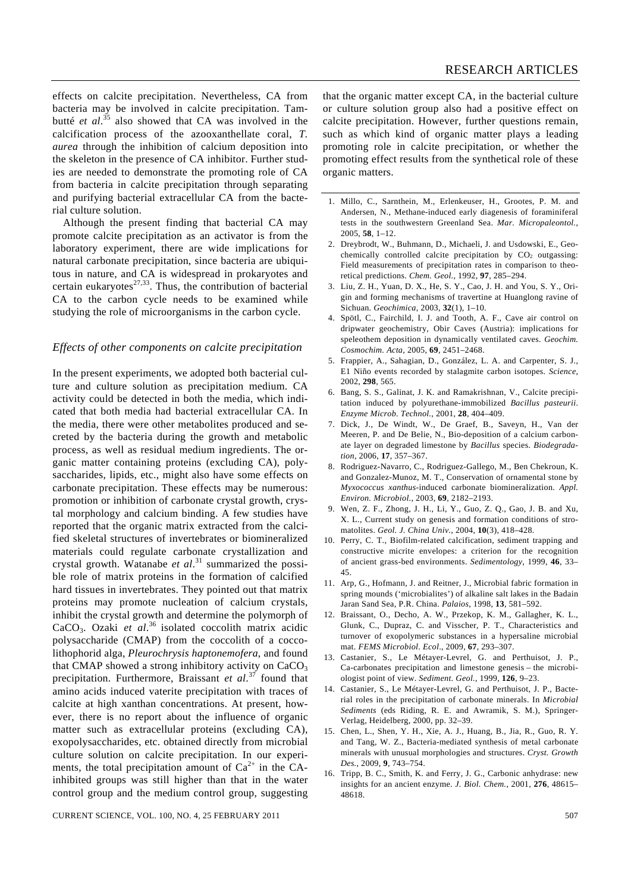effects on calcite precipitation. Nevertheless, CA from bacteria may be involved in calcite precipitation. Tambutté *et al*.[35] also showed that CA was involved in the calcification process of the azooxanthellate coral, *T. aurea* through the inhibition of calcium deposition into the skeleton in the presence of CA inhibitor. Further studies are needed to demonstrate the promoting role of CA from bacteria in calcite precipitation through separating and purifying bacterial extracellular CA from the bacterial culture solution.

Although the present finding that bacterial CA may promote calcite precipitation as an activator is from the laboratory experiment, there are wide implications for natural carbonate precipitation, since bacteria are ubiquitous in nature, and CA is widespread in prokaryotes and certain eukaryotes[27,33]. Thus, the contribution of bacterial CA to the carbon cycle needs to be examined while studying the role of microorganisms in the carbon cycle.

### *Effects of other components on calcite precipitation*

In the present experiments, we adopted both bacterial culture and culture solution as precipitation medium. CA activity could be detected in both the media, which indicated that both media had bacterial extracellular CA. In the media, there were other metabolites produced and secreted by the bacteria during the growth and metabolic process, as well as residual medium ingredients. The organic matter containing proteins (excluding CA), polysaccharides, lipids, etc., might also have some effects on carbonate precipitation. These effects may be numerous: promotion or inhibition of carbonate crystal growth, crystal morphology and calcium binding. A few studies have reported that the organic matrix extracted from the calcified skeletal structures of invertebrates or biomineralized materials could regulate carbonate crystallization and crystal growth. Watanabe *et al*.[31] summarized the possible role of matrix proteins in the formation of calcified hard tissues in invertebrates. They pointed out that matrix proteins may promote nucleation of calcium crystals, inhibit the crystal growth and determine the polymorph of $CaCO_3$. Ozaki *et al*.[36] isolated coccolith matrix acidic polysaccharide (CMAP) from the coccolith of a coccolithophorid alga, *Pleurochrysis haptonemofera*, and found that CMAP showed a strong inhibitory activity on $CaCO_3$ precipitation. Furthermore, Braissant *et al*.[37] found that amino acids induced vaterite precipitation with traces of calcite at high xanthan concentrations. At present, however, there is no report about the influence of organic matter such as extracellular proteins (excluding CA), exopolysaccharides, etc. obtained directly from microbial culture solution on calcite precipitation. In our experiments, the total precipitation amount of $Ca^{2+}$ in the CA-inhibited groups was still higher than that in the water control group and the medium control group, suggesting that the organic matter except CA, in the bacterial culture or culture solution group also had a positive effect on calcite precipitation. However, further questions remain, such as which kind of organic matter plays a leading promoting role in calcite precipitation, or whether the promoting effect results from the synthetical role of these organic matters.

1. Millo, C., Sarnthein, M., Erlenkeuser, H., Grootes, P. M. and Andersen, N., Methane-induced early diagenesis of foraminiferal tests in the southwestern Greenland Sea. *Mar. Micropaleontol.*, 2005, **58**, 1–12.
2. Dreybrodt, W., Buhmann, D., Michaeli, J. and Usdowski, E., Geochemically controlled calcite precipitation by $CO_2$ outgassing: Field measurements of precipitation rates in comparison to theoretical predictions. *Chem. Geol.*, 1992, **97**, 285–294.
3. Liu, Z. H., Yuan, D. X., He, S. Y., Cao, J. H. and You, S. Y., Origin and forming mechanisms of travertine at Huanglong ravine of Sichuan. *Geochimica*, 2003, **32**(1), 1–10.
4. Spötl, C., Fairchild, I. J. and Tooth, A. F., Cave air control on dripwater geochemistry, Obir Caves (Austria): implications for speleothem deposition in dynamically ventilated caves. *Geochim. Cosmochim. Acta*, 2005, **69**, 2451–2468.
5. Frappier, A., Sahagian, D., González, L. A. and Carpenter, S. J., E1 Niño events recorded by stalagmite carbon isotopes. *Science*, 2002, **298**, 565.
6. Bang, S. S., Galinat, J. K. and Ramakrishnan, V., Calcite precipitation induced by polyurethane-immobilized *Bacillus pasteurii*. *Enzyme Microb. Technol.*, 2001, **28**, 404–409.
7. Dick, J., De Windt, W., De Graef, B., Saveyn, H., Van der Meeren, P. and De Belie, N., Bio-deposition of a calcium carbonate layer on degraded limestone by *Bacillus* species. *Biodegradation*, 2006, **17**, 357–367.
8. Rodriguez-Navarro, C., Rodriguez-Gallego, M., Ben Chekroun, K. and Gonzalez-Munoz, M. T., Conservation of ornamental stone by *Myxococcus xanthus*-induced carbonate biomineralization. *Appl. Environ. Microbiol.*, 2003, **69**, 2182–2193.
9. Wen, Z. F., Zhong, J. H., Li, Y., Guo, Z. Q., Gao, J. B. and Xu, X. L., Current study on genesis and formation conditions of stromatolites. *Geol. J. China Univ.*, 2004, **10**(3), 418–428.
10. Perry, C. T., Biofilm-related calcification, sediment trapping and constructive micrite envelopes: a criterion for the recognition of ancient grass-bed environments. *Sedimentology*, 1999, **46**, 33–45.
11. Arp, G., Hofmann, J. and Reitner, J., Microbial fabric formation in spring mounds (‘microbialites’) of alkaline salt lakes in the Badain Jaran Sand Sea, P.R. China. *Palaios*, 1998, **13**, 581–592.
12. Braissant, O., Decho, A. W., Przekop, K. M., Gallagher, K. L., Glunk, C., Dupraz, C. and Visscher, P. T., Characteristics and turnover of exopolymeric substances in a hypersaline microbial mat. *FEMS Microbiol. Ecol*., 2009, **67**, 293–307.
13. Castanier, S., Le Métayer-Levrel, G. and Perthuisot, J. P., Ca-carbonates precipitation and limestone genesis – the microbiologist point of view. *Sediment. Geol.*, 1999, **126**, 9–23.
14. Castanier, S., Le Métayer-Levrel, G. and Perthuisot, J. P., Bacterial roles in the precipitation of carbonate minerals. In *Microbial Sediments* (eds Riding, R. E. and Awramik, S. M.), Springer-Verlag, Heidelberg, 2000, pp. 32–39.
15. Chen, L., Shen, Y. H., Xie, A. J., Huang, B., Jia, R., Guo, R. Y. and Tang, W. Z., Bacteria-mediated synthesis of metal carbonate minerals with unusual morphologies and structures. *Cryst. Growth Des.*, 2009, **9**, 743–754.
16. Tripp, B. C., Smith, K. and Ferry, J. G., Carbonic anhydrase: new insights for an ancient enzyme. *J. Biol. Chem.*, 2001, **276**, 48615–48618.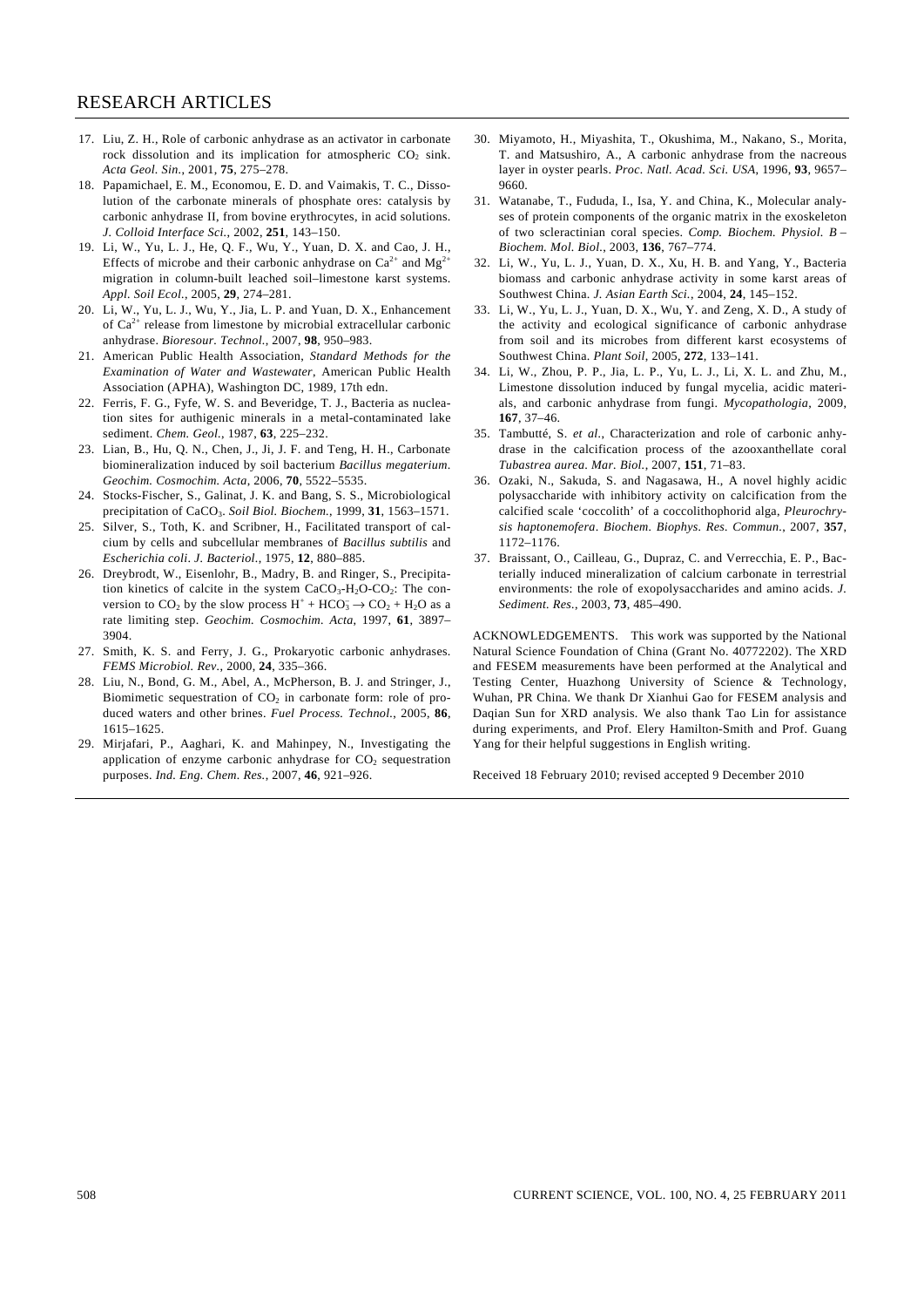17. Liu, Z. H., Role of carbonic anhydrase as an activator in carbonate rock dissolution and its implication for atmospheric $CO_2$ sink. *Acta Geol. Sin.*, 2001, **75**, 275–278.
18. Papamichael, E. M., Economou, E. D. and Vaimakis, T. C., Dissolution of the carbonate minerals of phosphate ores: catalysis by carbonic anhydrase II, from bovine erythrocytes, in acid solutions. *J. Colloid Interface Sci.*, 2002, **251**, 143–150.
19. Li, W., Yu, L. J., He, Q. F., Wu, Y., Yuan, D. X. and Cao, J. H., Effects of microbe and their carbonic anhydrase on $Ca^{2+}$ and $Mg^{2+}$ migration in column-built leached soil–limestone karst systems. *Appl. Soil Ecol.*, 2005, **29**, 274–281.
20. Li, W., Yu, L. J., Wu, Y., Jia, L. P. and Yuan, D. X., Enhancement of $Ca^{2+}$ release from limestone by microbial extracellular carbonic anhydrase. *Bioresour. Technol.*, 2007, **98**, 950–983.
21. American Public Health Association, *Standard Methods for the Examination of Water and Wastewater*, American Public Health Association (APHA), Washington DC, 1989, 17th edn.
22. Ferris, F. G., Fyfe, W. S. and Beveridge, T. J., Bacteria as nucleation sites for authigenic minerals in a metal-contaminated lake sediment. *Chem. Geol.*, 1987, **63**, 225–232.
23. Lian, B., Hu, Q. N., Chen, J., Ji, J. F. and Teng, H. H., Carbonate biomineralization induced by soil bacterium *Bacillus megaterium*. *Geochim. Cosmochim. Acta*, 2006, **70**, 5522–5535.
24. Stocks-Fischer, S., Galinat, J. K. and Bang, S. S., Microbiological precipitation of $CaCO_3$. *Soil Biol. Biochem.*, 1999, **31**, 1563–1571.
25. Silver, S., Toth, K. and Scribner, H., Facilitated transport of calcium by cells and subcellular membranes of *Bacillus subtilis* and *Escherichia coli*. *J. Bacteriol.*, 1975, **12**, 880–885.
26. Dreybrodt, W., Eisenlohr, B., Madry, B. and Ringer, S., Precipitation kinetics of calcite in the system $CaCO_3$-$H_2O$-$CO_2$: The conversion to $CO_2$ by the slow process $H^+ + HCO_3^- \rightarrow CO_2 + H_2O$ as a rate limiting step. *Geochim. Cosmochim. Acta*, 1997, **61**, 3897–3904.
27. Smith, K. S. and Ferry, J. G., Prokaryotic carbonic anhydrases. *FEMS Microbiol. Rev.*, 2000, **24**, 335–366.
28. Liu, N., Bond, G. M., Abel, A., McPherson, B. J. and Stringer, J., Biomimetic sequestration of $CO_2$ in carbonate form: role of produced waters and other brines. *Fuel Process. Technol.*, 2005, **86**, 1615–1625.
29. Mirjafari, P., Aaghari, K. and Mahinpey, N., Investigating the application of enzyme carbonic anhydrase for $CO_2$ sequestration purposes. *Ind. Eng. Chem. Res.*, 2007, **46**, 921–926.
30. Miyamoto, H., Miyashita, T., Okushima, M., Nakano, S., Morita, T. and Matsushiro, A., A carbonic anhydrase from the nacreous layer in oyster pearls. *Proc. Natl. Acad. Sci. USA*, 1996, **93**, 9657–9660.
31. Watanabe, T., Fududa, I., Isa, Y. and China, K., Molecular analyses of protein components of the organic matrix in the exoskeleton of two scleractinian coral species. *Comp. Biochem. Physiol. B – Biochem. Mol. Biol.*, 2003, **136**, 767–774.
32. Li, W., Yu, L. J., Yuan, D. X., Xu, H. B. and Yang, Y., Bacteria biomass and carbonic anhydrase activity in some karst areas of Southwest China. *J. Asian Earth Sci.*, 2004, **24**, 145–152.
33. Li, W., Yu, L. J., Yuan, D. X., Wu, Y. and Zeng, X. D., A study of the activity and ecological significance of carbonic anhydrase from soil and its microbes from different karst ecosystems of Southwest China. *Plant Soil*, 2005, **272**, 133–141.
34. Li, W., Zhou, P. P., Jia, L. P., Yu, L. J., Li, X. L. and Zhu, M., Limestone dissolution induced by fungal mycelia, acidic materials, and carbonic anhydrase from fungi. *Mycopathologia*, 2009, **167**, 37–46.
35. Tambutté, S. *et al.*, Characterization and role of carbonic anhydrase in the calcification process of the azooxanthellate coral *Tubastrea aurea*. *Mar. Biol.*, 2007, **151**, 71–83.
36. Ozaki, N., Sakuda, S. and Nagasawa, H., A novel highly acidic polysaccharide with inhibitory activity on calcification from the calcified scale 'coccolith' of a coccolithophorid alga, *Pleurochrysis haptonemofera*. *Biochem. Biophys. Res. Commun.*, 2007, **357**, 1172–1176.
37. Braissant, O., Cailleau, G., Dupraz, C. and Verrecchia, E. P., Bacterially induced mineralization of calcium carbonate in terrestrial environments: the role of exopolysaccharides and amino acids. *J. Sediment. Res.*, 2003, **73**, 485–490.

ACKNOWLEDGEMENTS. This work was supported by the National Natural Science Foundation of China (Grant No. 40772202). The XRD and FESEM measurements have been performed at the Analytical and Testing Center, Huazhong University of Science & Technology, Wuhan, PR China. We thank Dr Xianhui Gao for FESEM analysis and Daqian Sun for XRD analysis. We also thank Tao Lin for assistance during experiments, and Prof. Elery Hamilton-Smith and Prof. Guang Yang for their helpful suggestions in English writing.

Received 18 February 2010; revised accepted 9 December 2010